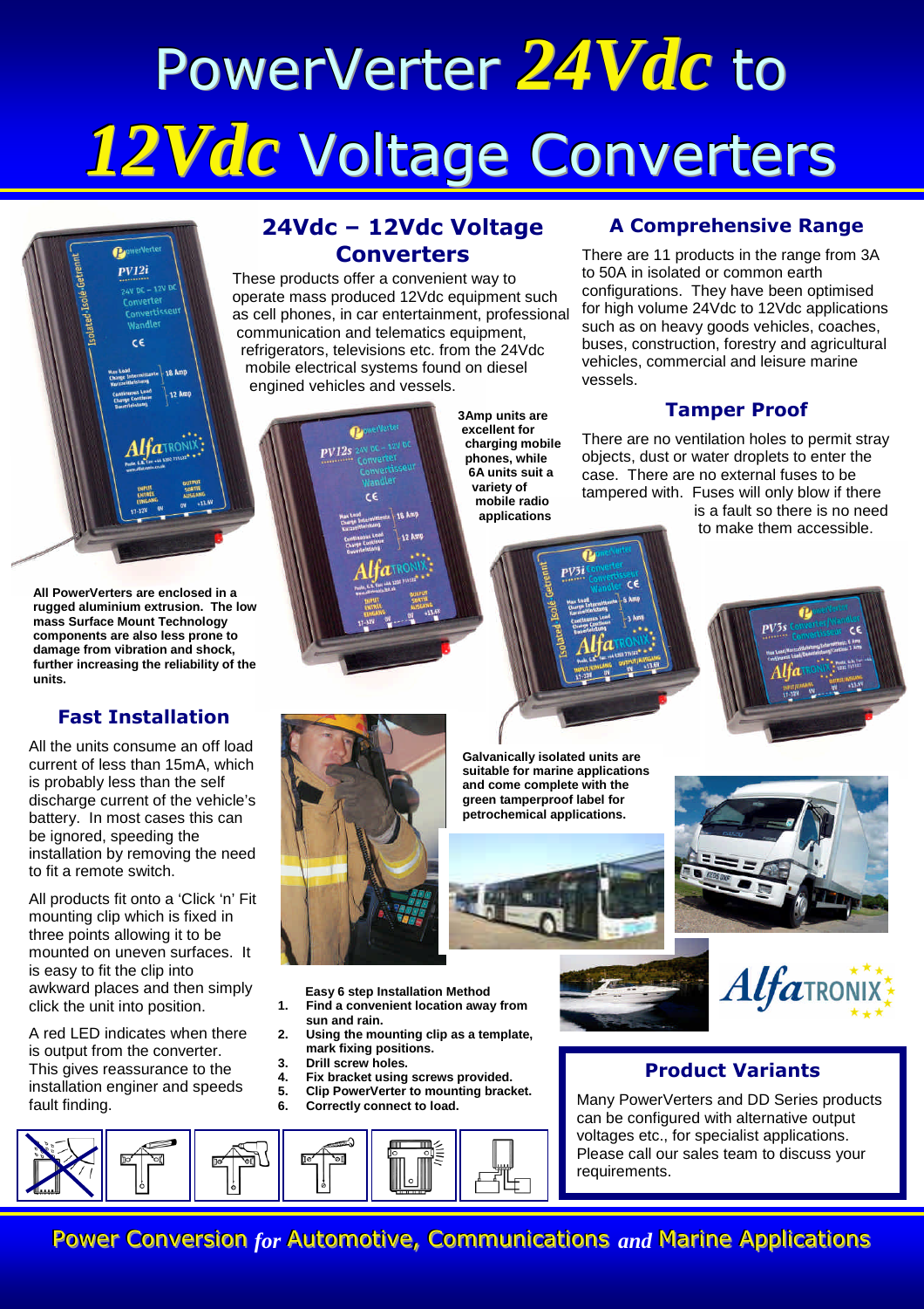# PowerVerter *24Vdc* to *12Vdc* Voltage Converters

## 24Vdc – 12Vdc Voltage Converters

These products offer a convenient way to operate mass produced 12Vdc equipment such as cell phones, in car entertainment, professional communication and telematics equipment, refrigerators, televisions etc. from the 24Vdc mobile electrical systems found on diesel engined vehicles and vessels.

**3Amp units are excellent for charging mobile phones, while 6A units suit a variety of mobile radio applications**

**All PowerVerters are enclosed in a rugged aluminium extrusion. The low mass Surface Mount Technology components are also less prone to damage from vibration and shock, further increasing the reliability of the units.**

## A Comprehensive Range

There are 11 products in the range from 3A to 50A in isolated or common earth configurations. They have been optimised for high volume 24Vdc to 12Vdc applications such as on heavy goods vehicles, coaches, buses, construction, forestry and agricultural vehicles, commercial and leisure marine vessels.

## Tamper Proof

There are no ventilation holes to permit stray objects, dust or water droplets to enter the case. There are no external fuses to be tampered with. Fuses will only blow if there is a fault so there is no need to make them accessible.

## Fast Installation

All the units consume an off load current of less than 15mA, which is probably less than the self discharge current of the vehicle's battery. In most cases this can be ignored, speeding the installation by removing the need to fit a remote switch.

All products fit onto a 'Click 'n' Fit mounting clip which is fixed in three points allowing it to be mounted on uneven surfaces. It is easy to fit the clip into awkward places and then simply click the unit into position.

A red LED indicates when there is output from the converter. This gives reassurance to the installation enginer and speeds fault finding.

**Galvanically isolated units are suitable for marine applications and come complete with the green tamperproof label for petrochemical applications.**

**Easy 6 step Installation Method**

1. **Find a convenient location away from sun and rain.**
2. **Using the mounting clip as a template, mark fixing positions.**
3. **Drill screw holes.**
4. **Fix bracket using screws provided.**
5. **Clip PowerVerter to mounting bracket.**
6. **Correctly connect to load.**

## Product Variants

Many PowerVerters and DD Series products can be configured with alternative output voltages etc., for specialist applications. Please call our sales team to discuss your requirements.

Power Conversion *for* Automotive, Communications *and* Marine Applications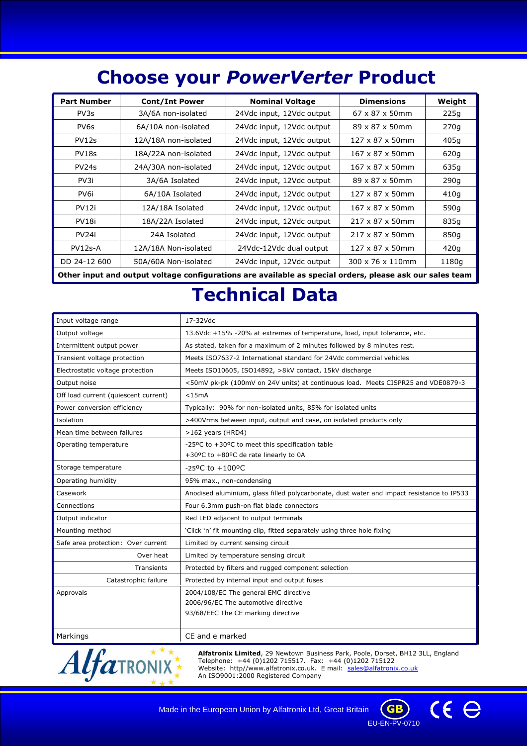# Choose your *PowerVerter* Product

| Part Number | Cont/Int Power | Nominal Voltage | Dimensions | Weight |
|---|---|---|---|---|
| PV3s | 3A/6A non-isolated | 24Vdc input, 12Vdc output | 67 x 87 x 50mm | 225g |
| PV6s | 6A/10A non-isolated | 24Vdc input, 12Vdc output | 89 x 87 x 50mm | 270g |
| PV12s | 12A/18A non-isolated | 24Vdc input, 12Vdc output | 127 x 87 x 50mm | 405g |
| PV18s | 18A/22A non-isolated | 24Vdc input, 12Vdc output | 167 x 87 x 50mm | 620g |
| PV24s | 24A/30A non-isolated | 24Vdc input, 12Vdc output | 167 x 87 x 50mm | 635g |
| PV3i | 3A/6A Isolated | 24Vdc input, 12Vdc output | 89 x 87 x 50mm | 290g |
| PV6i | 6A/10A Isolated | 24Vdc input, 12Vdc output | 127 x 87 x 50mm | 410g |
| PV12i | 12A/18A Isolated | 24Vdc input, 12Vdc output | 167 x 87 x 50mm | 590g |
| PV18i | 18A/22A Isolated | 24Vdc input, 12Vdc output | 217 x 87 x 50mm | 835g |
| PV24i | 24A Isolated | 24Vdc input, 12Vdc output | 217 x 87 x 50mm | 850g |
| PV12s-A | 12A/18A Non-isolated | 24Vdc-12Vdc dual output | 127 x 87 x 50mm | 420g |
| DD 24-12 600 | 50A/60A Non-isolated | 24Vdc input, 12Vdc output | 300 x 76 x 110mm | 1180g |

**Other input and output voltage configurations are available as special orders, please ask our sales team**

# Technical Data

| | |
|---|---|
| Input voltage range | 17-32Vdc |
| Output voltage | 13.6Vdc +15% -20% at extremes of temperature, load, input tolerance, etc. |
| Intermittent output power | As stated, taken for a maximum of 2 minutes followed by 8 minutes rest. |
| Transient voltage protection | Meets ISO7637-2 International standard for 24Vdc commercial vehicles |
| Electrostatic voltage protection | Meets ISO10605, ISO14892, >8kV contact, 15kV discharge |
| Output noise | <50mV pk-pk (100mV on 24V units) at continuous load. Meets CISPR25 and VDE0879-3 |
| Off load current (quiescent current) | <15mA |
| Power conversion efficiency | Typically: 90% for non-isolated units, 85% for isolated units |
| Isolation | >400Vrms between input, output and case, on isolated products only |
| Mean time between failures | >162 years (HRD4) |
| Operating temperature | -25ºC to +30ºC to meet this specification table<br>+30ºC to +80ºC de rate linearly to 0A |
| Storage temperature | -25ºC to +100ºC |
| Operating humidity | 95% max., non-condensing |
| Casework | Anodised aluminium, glass filled polycarbonate, dust water and impact resistance to IP533 |
| Connections | Four 6.3mm push-on flat blade connectors |
| Output indicator | Red LED adjacent to output terminals |
| Mounting method | 'Click 'n' fit mounting clip, fitted separately using three hole fixing |
| Safe area protection: Over current | Limited by current sensing circuit |
| Over heat | Limited by temperature sensing circuit |
| Transients | Protected by filters and rugged component selection |
| Catastrophic failure | Protected by internal input and output fuses |
| Approvals | 2004/108/EC The general EMC directive<br>2006/96/EC The automotive directive<br>93/68/EEC The CE marking directive |
| Markings | CE and e marked |

AlfaTRONIX

**Alfatronix Limited**, 29 Newtown Business Park, Poole, Dorset, BH12 3LL, England
Telephone: +44 (0)1202 715517. Fax: +44 (0)1202 715122
Website: http//www.alfatronix.co.uk. E mail: sales@alfatronix.co.uk
An ISO9001:2000 Registered Company

Made in the European Union by Alfatronix Ltd, Great Britain

EU-EN-PV-0710